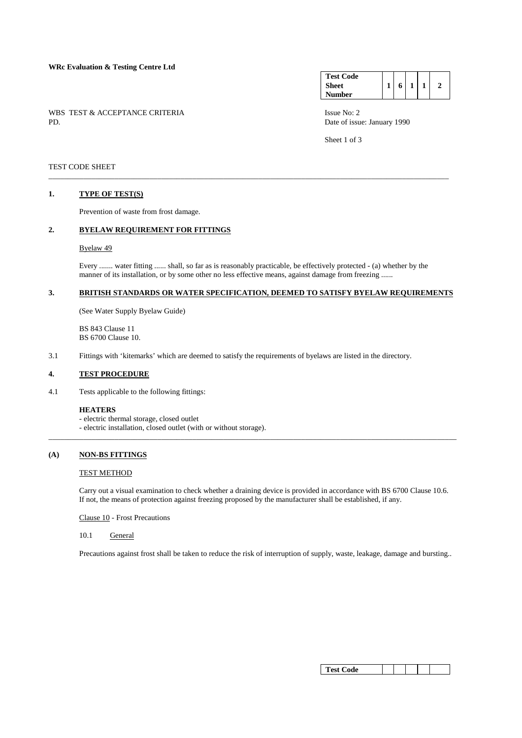**WRc Evaluation & Testing Centre Ltd**

| **Test Code Sheet Number** | 1 | 6 | 1 | 1 | 2 |
|---|---|---|---|---|---|

WBS TEST & ACCEPTANCE CRITERIA
PD.

Issue No: 2
Date of issue: January 1990

TEST CODE SHEET

## 1. TYPE OF TEST(S)

Prevention of waste from frost damage.

## 2. BYELAW REQUIREMENT FOR FITTINGS

Byelaw 49

Every ....... water fitting ...... shall, so far as is reasonably practicable, be effectively protected - (a) whether by the manner of its installation, or by some other no less effective means, against damage from freezing ......

## 3. BRITISH STANDARDS OR WATER SPECIFICATION, DEEMED TO SATISFY BYELAW REQUIREMENTS

(See Water Supply Byelaw Guide)

BS 843 Clause 11
BS 6700 Clause 10.

3.1 Fittings with 'kitemarks' which are deemed to satisfy the requirements of byelaws are listed in the directory.

## 4. TEST PROCEDURE

4.1 Tests applicable to the following fittings:

**HEATERS**
- electric thermal storage, closed outlet
- electric installation, closed outlet (with or without storage).

## (A) NON-BS FITTINGS

TEST METHOD

Carry out a visual examination to check whether a draining device is provided in accordance with BS 6700 Clause 10.6. If not, the means of protection against freezing proposed by the manufacturer shall be established, if any.

Clause 10 - Frost Precautions

10.1 General

Precautions against frost shall be taken to reduce the risk of interruption of supply, waste, leakage, damage and bursting..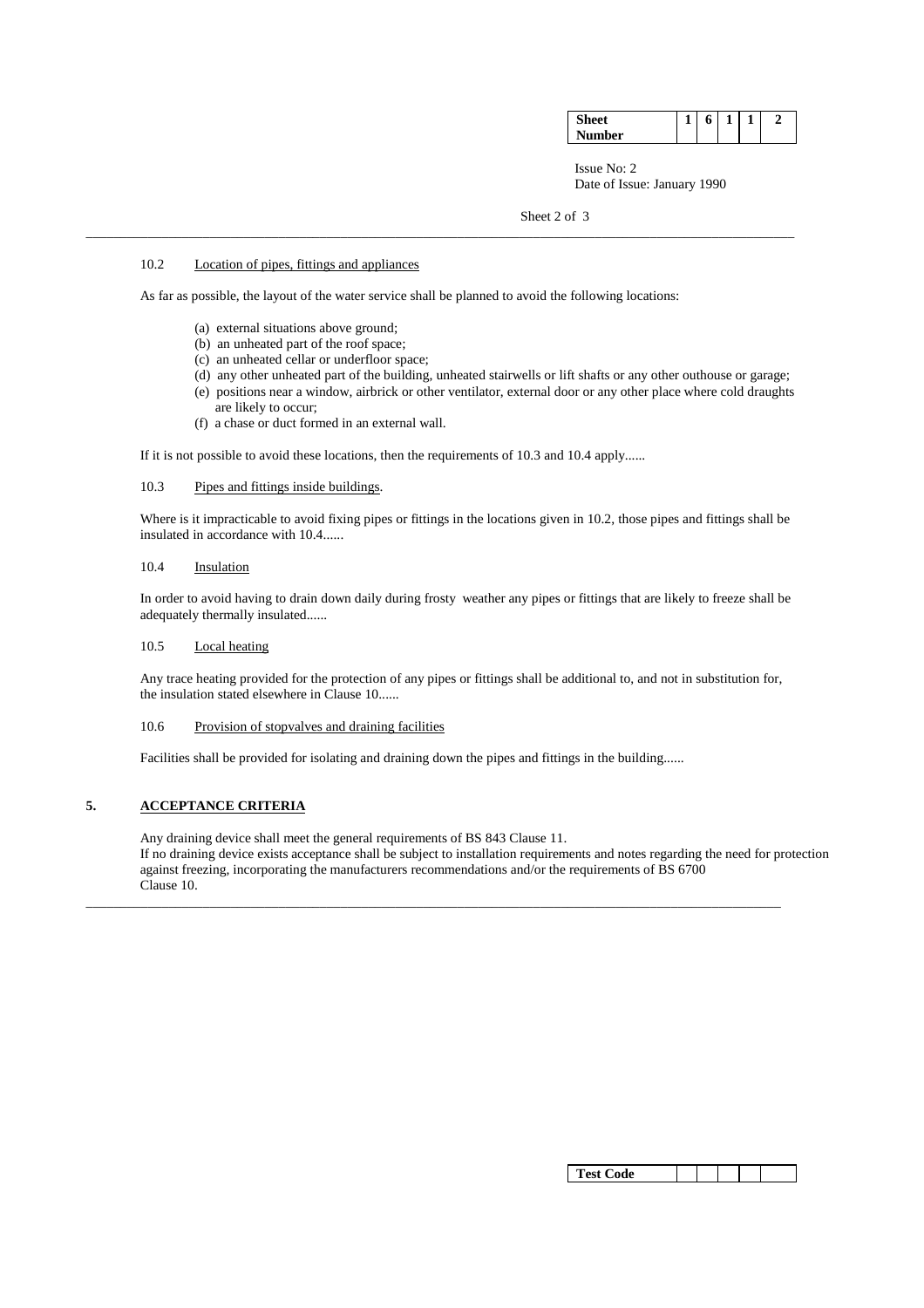10.2 Location of pipes, fittings and appliances

As far as possible, the layout of the water service shall be planned to avoid the following locations:

(a) external situations above ground;
(b) an unheated part of the roof space;
(c) an unheated cellar or underfloor space;
(d) any other unheated part of the building, unheated stairwells or lift shafts or any other outhouse or garage;
(e) positions near a window, airbrick or other ventilator, external door or any other place where cold draughts are likely to occur;
(f) a chase or duct formed in an external wall.

If it is not possible to avoid these locations, then the requirements of 10.3 and 10.4 apply......

10.3 Pipes and fittings inside buildings.

Where is it impracticable to avoid fixing pipes or fittings in the locations given in 10.2, those pipes and fittings shall be insulated in accordance with 10.4......

10.4 Insulation

In order to avoid having to drain down daily during frosty weather any pipes or fittings that are likely to freeze shall be adequately thermally insulated......

10.5 Local heating

Any trace heating provided for the protection of any pipes or fittings shall be additional to, and not in substitution for, the insulation stated elsewhere in Clause 10......

10.6 Provision of stopvalves and draining facilities

Facilities shall be provided for isolating and draining down the pipes and fittings in the building......

## 5. ACCEPTANCE CRITERIA

Any draining device shall meet the general requirements of BS 843 Clause 11.
If no draining device exists acceptance shall be subject to installation requirements and notes regarding the need for protection against freezing, incorporating the manufacturers recommendations and/or the requirements of BS 6700 Clause 10.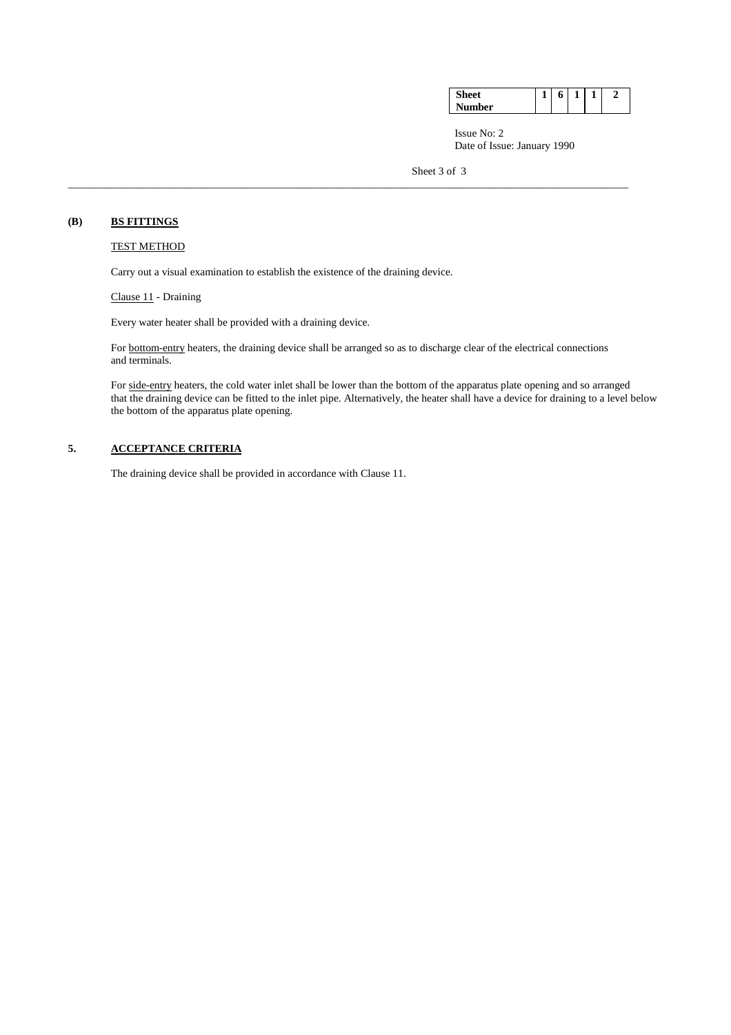## (B) BS FITTINGS

TEST METHOD

Carry out a visual examination to establish the existence of the draining device.

Clause 11 - Draining

Every water heater shall be provided with a draining device.

For bottom-entry heaters, the draining device shall be arranged so as to discharge clear of the electrical connections and terminals.

For side-entry heaters, the cold water inlet shall be lower than the bottom of the apparatus plate opening and so arranged that the draining device can be fitted to the inlet pipe. Alternatively, the heater shall have a device for draining to a level below the bottom of the apparatus plate opening.

## 5. ACCEPTANCE CRITERIA

The draining device shall be provided in accordance with Clause 11.